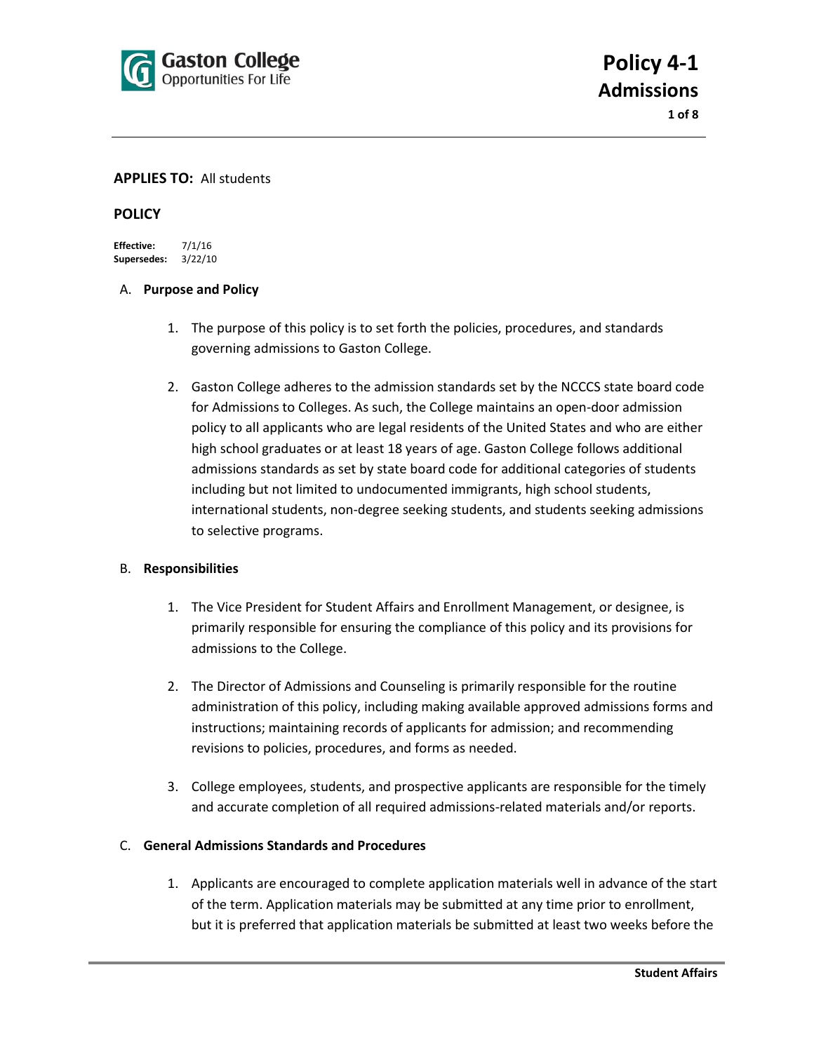# Policy 4-1
## Admissions

**APPLIES TO:** All students

**POLICY**

**Effective:** 7/1/16
**Supersedes:** 3/22/10

A. **Purpose and Policy**

1. The purpose of this policy is to set forth the policies, procedures, and standards governing admissions to Gaston College.

2. Gaston College adheres to the admission standards set by the NCCCS state board code for Admissions to Colleges. As such, the College maintains an open-door admission policy to all applicants who are legal residents of the United States and who are either high school graduates or at least 18 years of age. Gaston College follows additional admissions standards as set by state board code for additional categories of students including but not limited to undocumented immigrants, high school students, international students, non-degree seeking students, and students seeking admissions to selective programs.

B. **Responsibilities**

1. The Vice President for Student Affairs and Enrollment Management, or designee, is primarily responsible for ensuring the compliance of this policy and its provisions for admissions to the College.

2. The Director of Admissions and Counseling is primarily responsible for the routine administration of this policy, including making available approved admissions forms and instructions; maintaining records of applicants for admission; and recommending revisions to policies, procedures, and forms as needed.

3. College employees, students, and prospective applicants are responsible for the timely and accurate completion of all required admissions-related materials and/or reports.

C. **General Admissions Standards and Procedures**

1. Applicants are encouraged to complete application materials well in advance of the start of the term. Application materials may be submitted at any time prior to enrollment, but it is preferred that application materials be submitted at least two weeks before the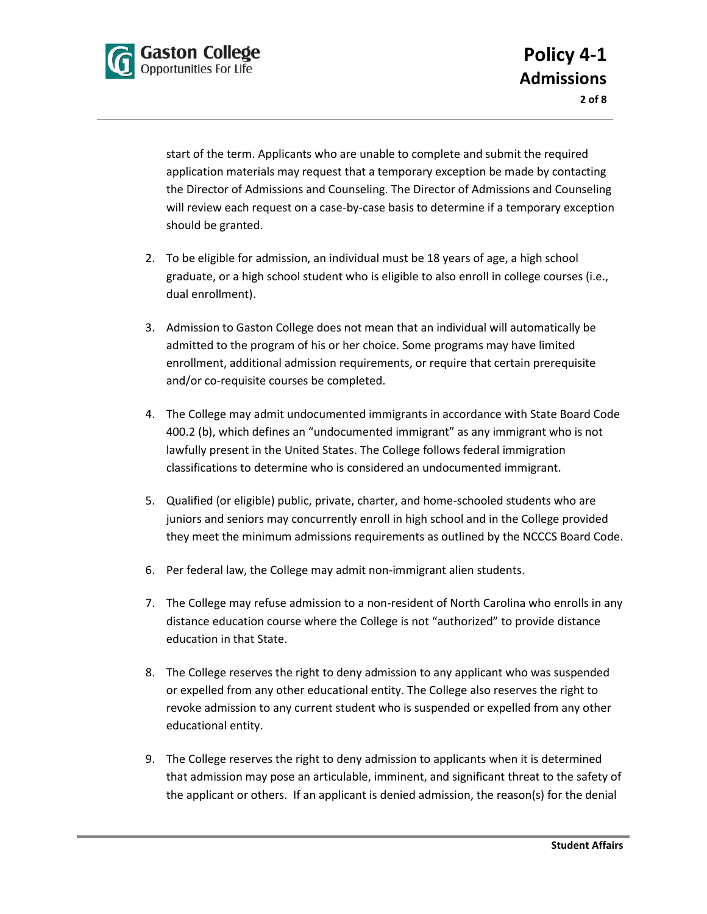start of the term. Applicants who are unable to complete and submit the required application materials may request that a temporary exception be made by contacting the Director of Admissions and Counseling. The Director of Admissions and Counseling will review each request on a case-by-case basis to determine if a temporary exception should be granted.

2. To be eligible for admission, an individual must be 18 years of age, a high school graduate, or a high school student who is eligible to also enroll in college courses (i.e., dual enrollment).

3. Admission to Gaston College does not mean that an individual will automatically be admitted to the program of his or her choice. Some programs may have limited enrollment, additional admission requirements, or require that certain prerequisite and/or co-requisite courses be completed.

4. The College may admit undocumented immigrants in accordance with State Board Code 400.2 (b), which defines an "undocumented immigrant" as any immigrant who is not lawfully present in the United States. The College follows federal immigration classifications to determine who is considered an undocumented immigrant.

5. Qualified (or eligible) public, private, charter, and home-schooled students who are juniors and seniors may concurrently enroll in high school and in the College provided they meet the minimum admissions requirements as outlined by the NCCCS Board Code.

6. Per federal law, the College may admit non-immigrant alien students.

7. The College may refuse admission to a non-resident of North Carolina who enrolls in any distance education course where the College is not "authorized" to provide distance education in that State.

8. The College reserves the right to deny admission to any applicant who was suspended or expelled from any other educational entity. The College also reserves the right to revoke admission to any current student who is suspended or expelled from any other educational entity.

9. The College reserves the right to deny admission to applicants when it is determined that admission may pose an articulable, imminent, and significant threat to the safety of the applicant or others. If an applicant is denied admission, the reason(s) for the denial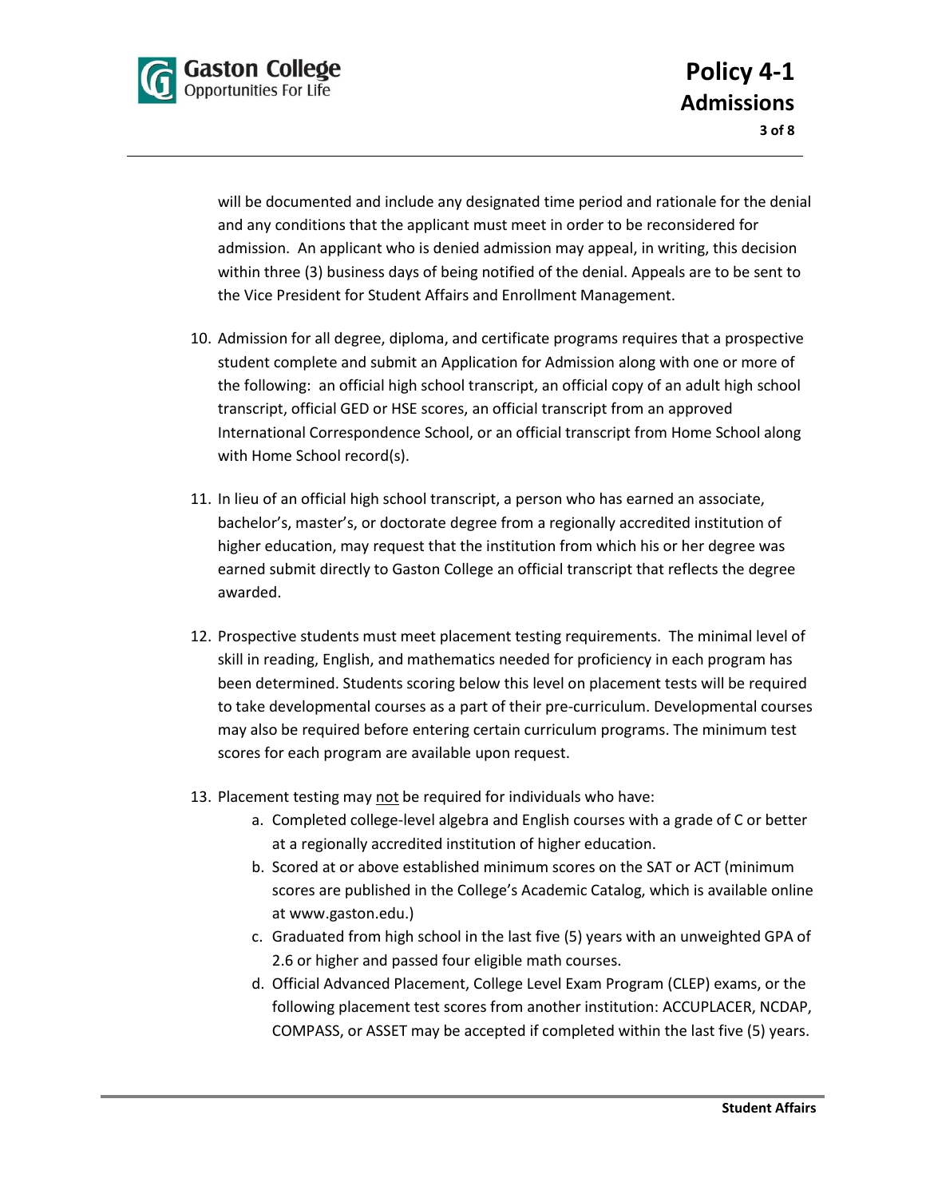will be documented and include any designated time period and rationale for the denial and any conditions that the applicant must meet in order to be reconsidered for admission. An applicant who is denied admission may appeal, in writing, this decision within three (3) business days of being notified of the denial. Appeals are to be sent to the Vice President for Student Affairs and Enrollment Management.

10. Admission for all degree, diploma, and certificate programs requires that a prospective student complete and submit an Application for Admission along with one or more of the following: an official high school transcript, an official copy of an adult high school transcript, official GED or HSE scores, an official transcript from an approved International Correspondence School, or an official transcript from Home School along with Home School record(s).

11. In lieu of an official high school transcript, a person who has earned an associate, bachelor's, master's, or doctorate degree from a regionally accredited institution of higher education, may request that the institution from which his or her degree was earned submit directly to Gaston College an official transcript that reflects the degree awarded.

12. Prospective students must meet placement testing requirements. The minimal level of skill in reading, English, and mathematics needed for proficiency in each program has been determined. Students scoring below this level on placement tests will be required to take developmental courses as a part of their pre-curriculum. Developmental courses may also be required before entering certain curriculum programs. The minimum test scores for each program are available upon request.

13. Placement testing may <u>not</u> be required for individuals who have:
    a. Completed college-level algebra and English courses with a grade of C or better at a regionally accredited institution of higher education.
    b. Scored at or above established minimum scores on the SAT or ACT (minimum scores are published in the College's Academic Catalog, which is available online at www.gaston.edu.)
    c. Graduated from high school in the last five (5) years with an unweighted GPA of 2.6 or higher and passed four eligible math courses.
    d. Official Advanced Placement, College Level Exam Program (CLEP) exams, or the following placement test scores from another institution: ACCUPLACER, NCDAP, COMPASS, or ASSET may be accepted if completed within the last five (5) years.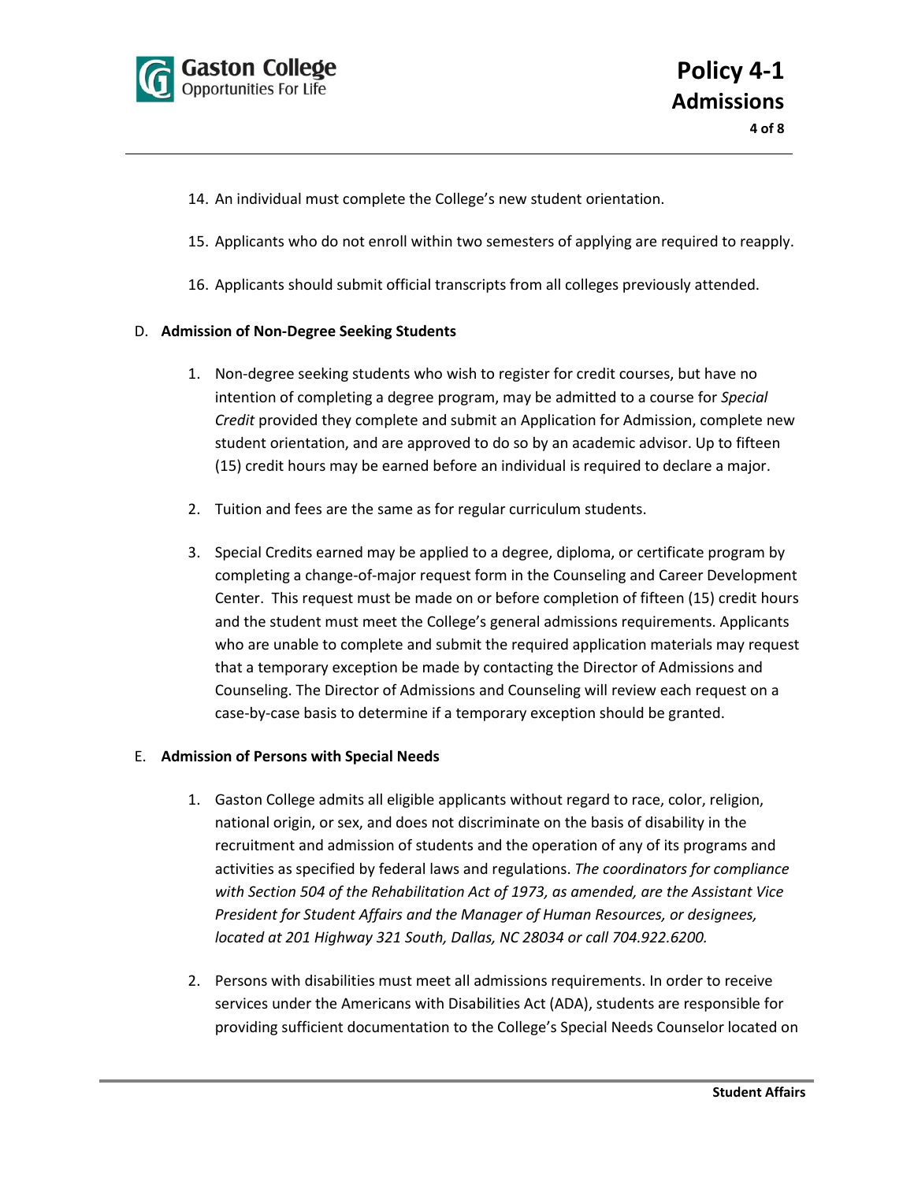14. An individual must complete the College's new student orientation.

15. Applicants who do not enroll within two semesters of applying are required to reapply.

16. Applicants should submit official transcripts from all colleges previously attended.

D. **Admission of Non-Degree Seeking Students**

   1. Non-degree seeking students who wish to register for credit courses, but have no intention of completing a degree program, may be admitted to a course for *Special Credit* provided they complete and submit an Application for Admission, complete new student orientation, and are approved to do so by an academic advisor. Up to fifteen (15) credit hours may be earned before an individual is required to declare a major.

   2. Tuition and fees are the same as for regular curriculum students.

   3. Special Credits earned may be applied to a degree, diploma, or certificate program by completing a change-of-major request form in the Counseling and Career Development Center. This request must be made on or before completion of fifteen (15) credit hours and the student must meet the College's general admissions requirements. Applicants who are unable to complete and submit the required application materials may request that a temporary exception be made by contacting the Director of Admissions and Counseling. The Director of Admissions and Counseling will review each request on a case-by-case basis to determine if a temporary exception should be granted.

E. **Admission of Persons with Special Needs**

   1. Gaston College admits all eligible applicants without regard to race, color, religion, national origin, or sex, and does not discriminate on the basis of disability in the recruitment and admission of students and the operation of any of its programs and activities as specified by federal laws and regulations. *The coordinators for compliance with Section 504 of the Rehabilitation Act of 1973, as amended, are the Assistant Vice President for Student Affairs and the Manager of Human Resources, or designees, located at 201 Highway 321 South, Dallas, NC 28034 or call 704.922.6200.*

   2. Persons with disabilities must meet all admissions requirements. In order to receive services under the Americans with Disabilities Act (ADA), students are responsible for providing sufficient documentation to the College's Special Needs Counselor located on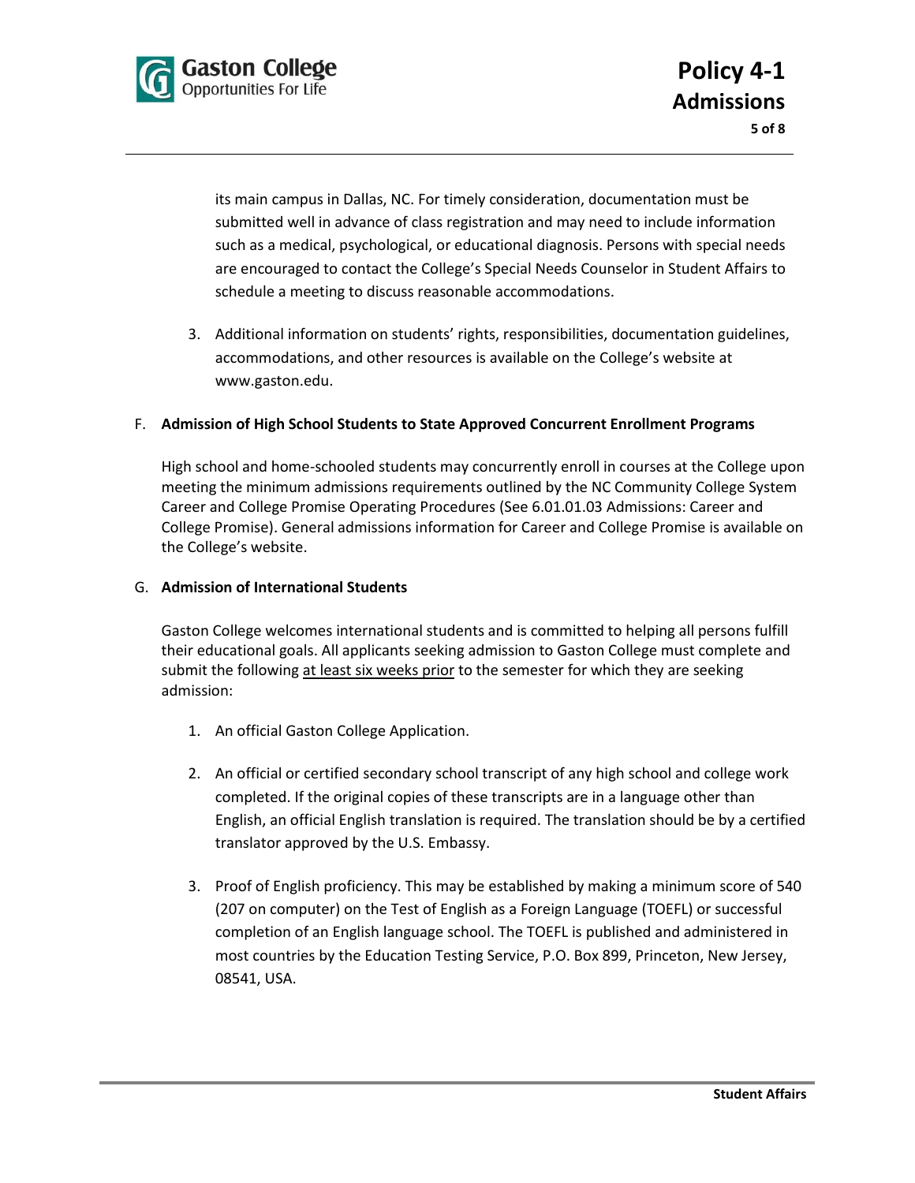its main campus in Dallas, NC. For timely consideration, documentation must be submitted well in advance of class registration and may need to include information such as a medical, psychological, or educational diagnosis. Persons with special needs are encouraged to contact the College's Special Needs Counselor in Student Affairs to schedule a meeting to discuss reasonable accommodations.

3. Additional information on students' rights, responsibilities, documentation guidelines, accommodations, and other resources is available on the College's website at www.gaston.edu.

F. **Admission of High School Students to State Approved Concurrent Enrollment Programs**

High school and home-schooled students may concurrently enroll in courses at the College upon meeting the minimum admissions requirements outlined by the NC Community College System Career and College Promise Operating Procedures (See 6.01.01.03 Admissions: Career and College Promise). General admissions information for Career and College Promise is available on the College's website.

G. **Admission of International Students**

Gaston College welcomes international students and is committed to helping all persons fulfill their educational goals. All applicants seeking admission to Gaston College must complete and submit the following <u>at least six weeks prior</u> to the semester for which they are seeking admission:

1. An official Gaston College Application.

2. An official or certified secondary school transcript of any high school and college work completed. If the original copies of these transcripts are in a language other than English, an official English translation is required. The translation should be by a certified translator approved by the U.S. Embassy.

3. Proof of English proficiency. This may be established by making a minimum score of 540 (207 on computer) on the Test of English as a Foreign Language (TOEFL) or successful completion of an English language school. The TOEFL is published and administered in most countries by the Education Testing Service, P.O. Box 899, Princeton, New Jersey, 08541, USA.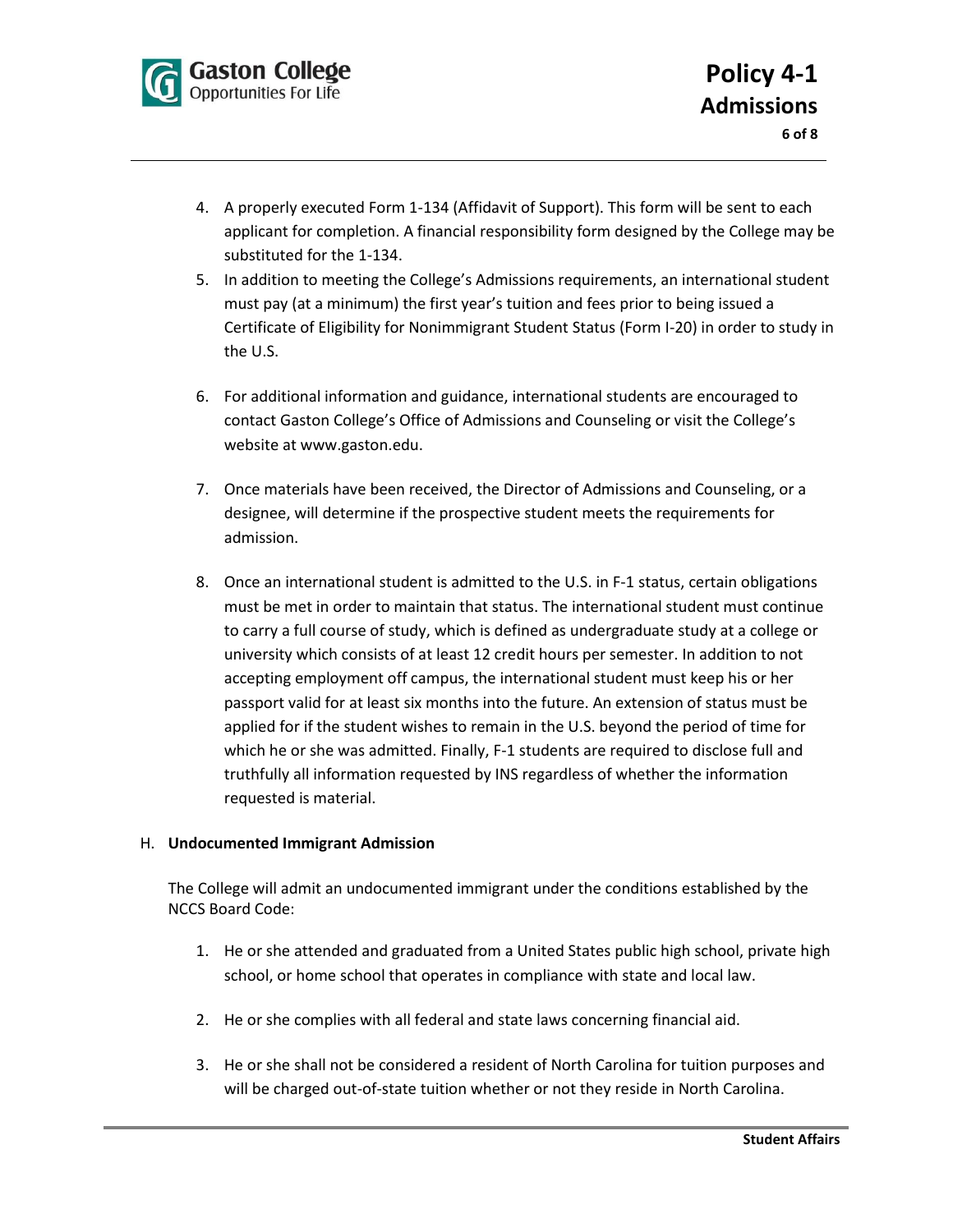4. A properly executed Form 1-134 (Affidavit of Support). This form will be sent to each applicant for completion. A financial responsibility form designed by the College may be substituted for the 1-134.
5. In addition to meeting the College's Admissions requirements, an international student must pay (at a minimum) the first year's tuition and fees prior to being issued a Certificate of Eligibility for Nonimmigrant Student Status (Form I-20) in order to study in the U.S.
6. For additional information and guidance, international students are encouraged to contact Gaston College's Office of Admissions and Counseling or visit the College's website at www.gaston.edu.
7. Once materials have been received, the Director of Admissions and Counseling, or a designee, will determine if the prospective student meets the requirements for admission.
8. Once an international student is admitted to the U.S. in F-1 status, certain obligations must be met in order to maintain that status. The international student must continue to carry a full course of study, which is defined as undergraduate study at a college or university which consists of at least 12 credit hours per semester. In addition to not accepting employment off campus, the international student must keep his or her passport valid for at least six months into the future. An extension of status must be applied for if the student wishes to remain in the U.S. beyond the period of time for which he or she was admitted. Finally, F-1 students are required to disclose full and truthfully all information requested by INS regardless of whether the information requested is material.

H. **Undocumented Immigrant Admission**

The College will admit an undocumented immigrant under the conditions established by the NCCS Board Code:

1. He or she attended and graduated from a United States public high school, private high school, or home school that operates in compliance with state and local law.
2. He or she complies with all federal and state laws concerning financial aid.
3. He or she shall not be considered a resident of North Carolina for tuition purposes and will be charged out-of-state tuition whether or not they reside in North Carolina.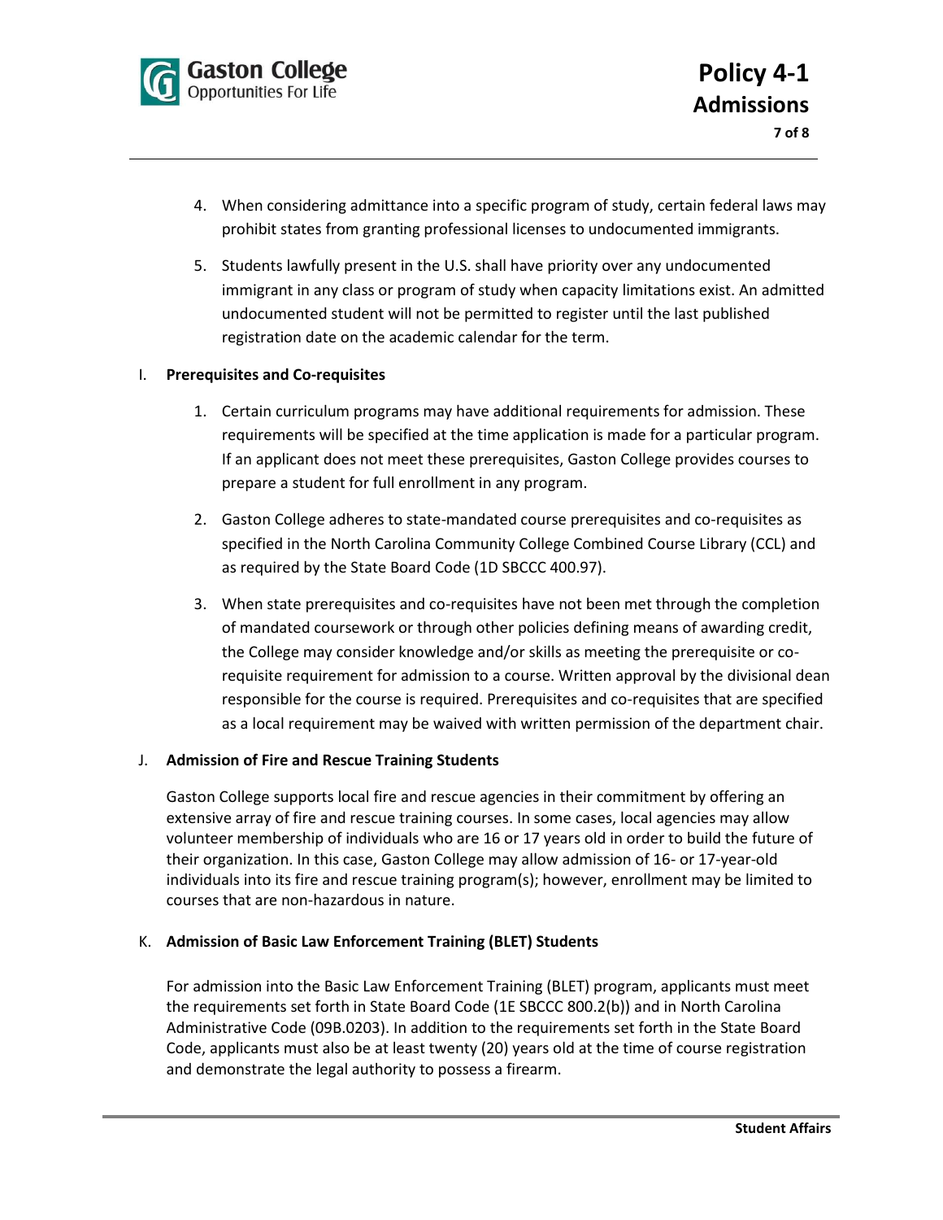4. When considering admittance into a specific program of study, certain federal laws may prohibit states from granting professional licenses to undocumented immigrants.

5. Students lawfully present in the U.S. shall have priority over any undocumented immigrant in any class or program of study when capacity limitations exist. An admitted undocumented student will not be permitted to register until the last published registration date on the academic calendar for the term.

I. **Prerequisites and Co-requisites**

1. Certain curriculum programs may have additional requirements for admission. These requirements will be specified at the time application is made for a particular program. If an applicant does not meet these prerequisites, Gaston College provides courses to prepare a student for full enrollment in any program.

2. Gaston College adheres to state-mandated course prerequisites and co-requisites as specified in the North Carolina Community College Combined Course Library (CCL) and as required by the State Board Code (1D SBCCC 400.97).

3. When state prerequisites and co-requisites have not been met through the completion of mandated coursework or through other policies defining means of awarding credit, the College may consider knowledge and/or skills as meeting the prerequisite or co-requisite requirement for admission to a course. Written approval by the divisional dean responsible for the course is required. Prerequisites and co-requisites that are specified as a local requirement may be waived with written permission of the department chair.

J. **Admission of Fire and Rescue Training Students**

Gaston College supports local fire and rescue agencies in their commitment by offering an extensive array of fire and rescue training courses. In some cases, local agencies may allow volunteer membership of individuals who are 16 or 17 years old in order to build the future of their organization. In this case, Gaston College may allow admission of 16- or 17-year-old individuals into its fire and rescue training program(s); however, enrollment may be limited to courses that are non-hazardous in nature.

K. **Admission of Basic Law Enforcement Training (BLET) Students**

For admission into the Basic Law Enforcement Training (BLET) program, applicants must meet the requirements set forth in State Board Code (1E SBCCC 800.2(b)) and in North Carolina Administrative Code (09B.0203). In addition to the requirements set forth in the State Board Code, applicants must also be at least twenty (20) years old at the time of course registration and demonstrate the legal authority to possess a firearm.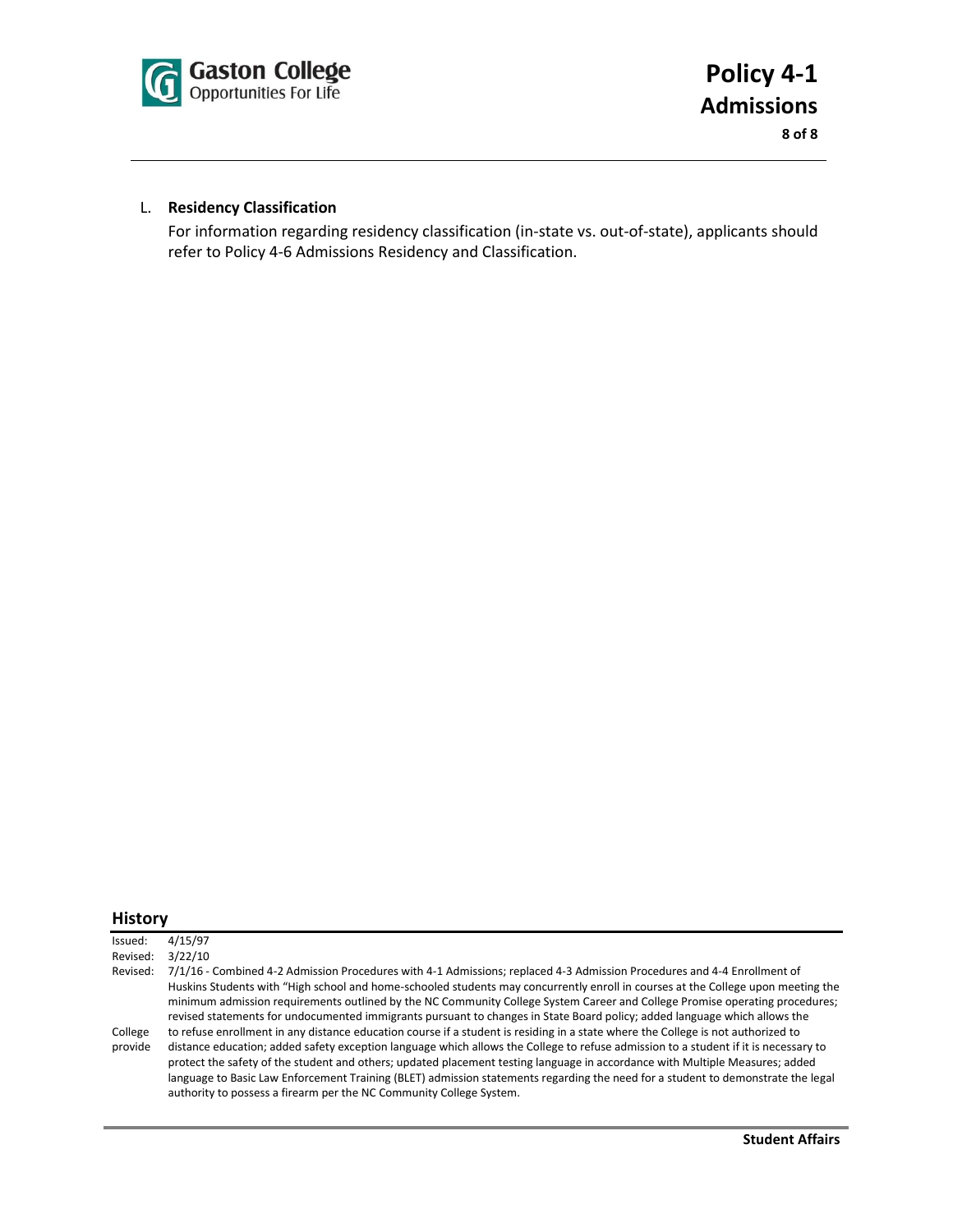L. **Residency Classification**

For information regarding residency classification (in-state vs. out-of-state), applicants should refer to Policy 4-6 Admissions Residency and Classification.

## History

Issued: 4/15/97

Revised: 3/22/10

Revised: 7/1/16 - Combined 4-2 Admission Procedures with 4-1 Admissions; replaced 4-3 Admission Procedures and 4-4 Enrollment of Huskins Students with "High school and home-schooled students may concurrently enroll in courses at the College upon meeting the minimum admission requirements outlined by the NC Community College System Career and College Promise operating procedures; revised statements for undocumented immigrants pursuant to changes in State Board policy; added language which allows the College to refuse enrollment in any distance education course if a student is residing in a state where the College is not authorized to provide distance education; added safety exception language which allows the College to refuse admission to a student if it is necessary to protect the safety of the student and others; updated placement testing language in accordance with Multiple Measures; added language to Basic Law Enforcement Training (BLET) admission statements regarding the need for a student to demonstrate the legal authority to possess a firearm per the NC Community College System.